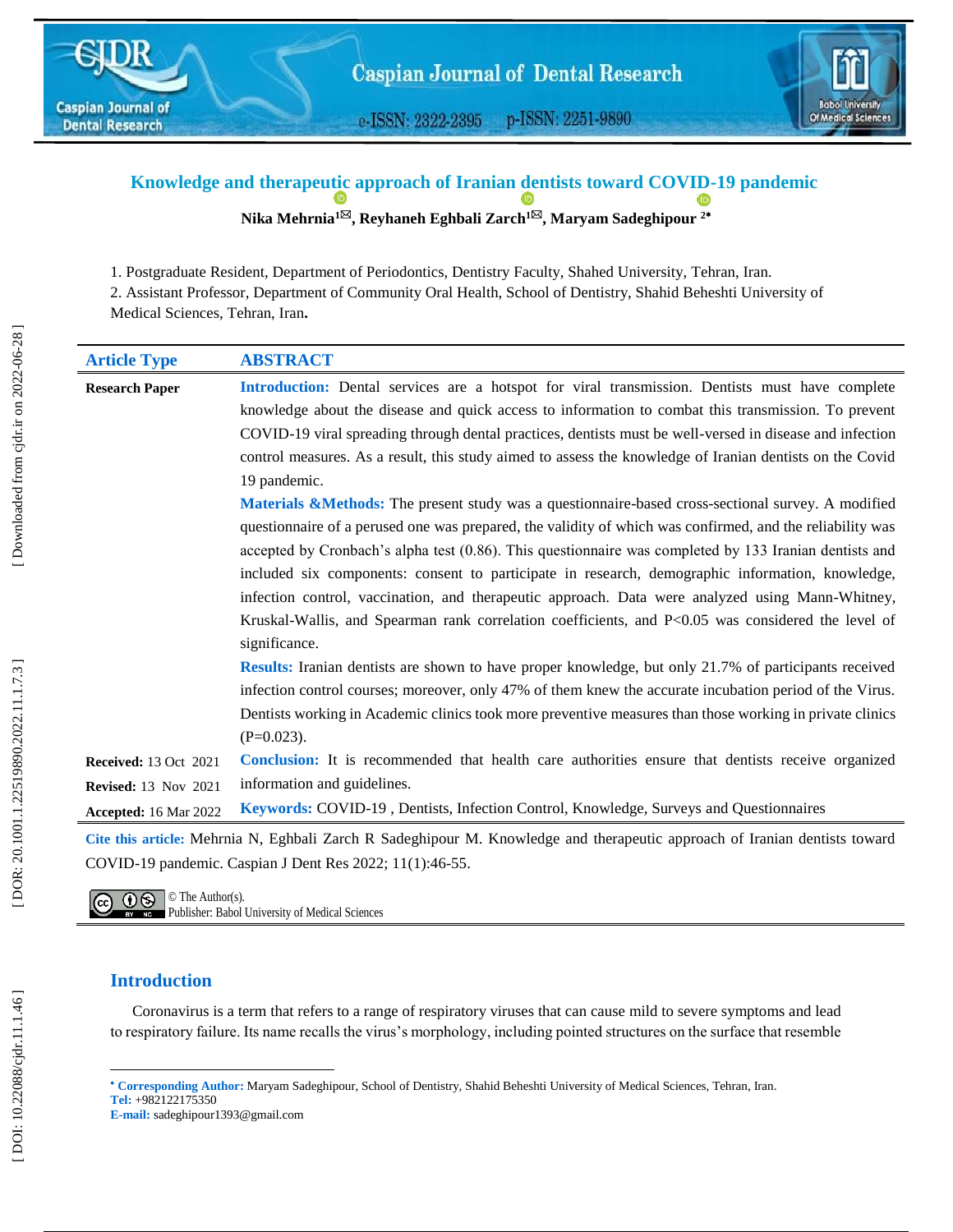# Knowledge and therapeutic approach of Iranian dentists toward COVID-19 pandemic

**Nika Mehrnia[1], Reyhaneh Eghbali Zarch[1], Maryam Sadeghipour [2*]**

1. Postgraduate Resident, Department of Periodontics, Dentistry Faculty, Shahed University, Tehran, Iran.
2. Assistant Professor, Department of Community Oral Health, School of Dentistry, Shahid Beheshti University of Medical Sciences, Tehran, Iran.

| Article Type | ABSTRACT |
| --- | --- |
| **Research Paper** | **Introduction:** Dental services are a hotspot for viral transmission. Dentists must have complete knowledge about the disease and quick access to information to combat this transmission. To prevent COVID-19 viral spreading through dental practices, dentists must be well-versed in disease and infection control measures. As a result, this study aimed to assess the knowledge of Iranian dentists on the Covid 19 pandemic. |
| | **Materials &Methods:** The present study was a questionnaire-based cross-sectional survey. A modified questionnaire of a perused one was prepared, the validity of which was confirmed, and the reliability was accepted by Cronbach's alpha test (0.86). This questionnaire was completed by 133 Iranian dentists and included six components: consent to participate in research, demographic information, knowledge, infection control, vaccination, and therapeutic approach. Data were analyzed using Mann-Whitney, Kruskal-Wallis, and Spearman rank correlation coefficients, and P<0.05 was considered the level of significance. |
| | **Results:** Iranian dentists are shown to have proper knowledge, but only 21.7% of participants received infection control courses; moreover, only 47% of them knew the accurate incubation period of the Virus. Dentists working in Academic clinics took more preventive measures than those working in private clinics (P=0.023). |
| **Received:** 13 Oct 2021<br>**Revised:** 13 Nov 2021 | **Conclusion:** It is recommended that health care authorities ensure that dentists receive organized information and guidelines. |
| **Accepted:** 16 Mar 2022 | **Keywords:** COVID-19 , Dentists, Infection Control, Knowledge, Surveys and Questionnaires |

**Cite this article:** Mehrnia N, Eghbali Zarch R Sadeghipour M. Knowledge and therapeutic approach of Iranian dentists toward COVID-19 pandemic. Caspian J Dent Res 2022; 11(1):46-55.

© The Author(s).
Publisher: Babol University of Medical Sciences

## Introduction

Coronavirus is a term that refers to a range of respiratory viruses that can cause mild to severe symptoms and lead to respiratory failure. Its name recalls the virus's morphology, including pointed structures on the surface that resemble

---

* **Corresponding Author:** Maryam Sadeghipour, School of Dentistry, Shahid Beheshti University of Medical Sciences, Tehran, Iran.
**Tel:** +982122175350
**E-mail:** sadeghipour1393@gmail.com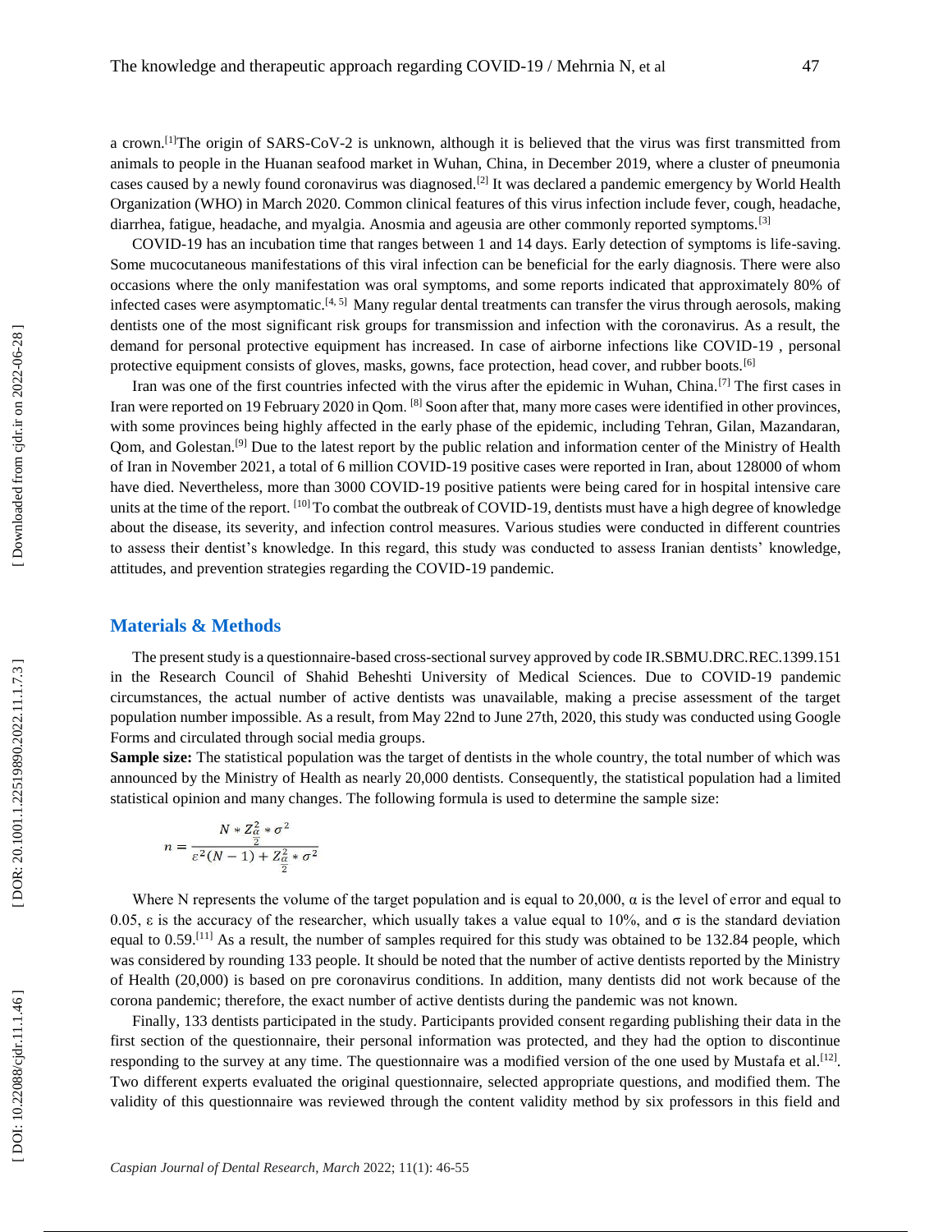a crown.[1]The origin of SARS-CoV-2 is unknown, although it is believed that the virus was first transmitted from animals to people in the Huanan seafood market in Wuhan, China, in December 2019, where a cluster of pneumonia cases caused by a newly found coronavirus was diagnosed.[2] It was declared a pandemic emergency by World Health Organization (WHO) in March 2020. Common clinical features of this virus infection include fever, cough, headache, diarrhea, fatigue, headache, and myalgia. Anosmia and ageusia are other commonly reported symptoms.[3]

COVID-19 has an incubation time that ranges between 1 and 14 days. Early detection of symptoms is life-saving. Some mucocutaneous manifestations of this viral infection can be beneficial for the early diagnosis. There were also occasions where the only manifestation was oral symptoms, and some reports indicated that approximately 80% of infected cases were asymptomatic.[4, 5] Many regular dental treatments can transfer the virus through aerosols, making dentists one of the most significant risk groups for transmission and infection with the coronavirus. As a result, the demand for personal protective equipment has increased. In case of airborne infections like COVID-19 , personal protective equipment consists of gloves, masks, gowns, face protection, head cover, and rubber boots.[6]

Iran was one of the first countries infected with the virus after the epidemic in Wuhan, China.[7] The first cases in Iran were reported on 19 February 2020 in Qom. [8] Soon after that, many more cases were identified in other provinces, with some provinces being highly affected in the early phase of the epidemic, including Tehran, Gilan, Mazandaran, Qom, and Golestan.[9] Due to the latest report by the public relation and information center of the Ministry of Health of Iran in November 2021, a total of 6 million COVID-19 positive cases were reported in Iran, about 128000 of whom have died. Nevertheless, more than 3000 COVID-19 positive patients were being cared for in hospital intensive care units at the time of the report. [10] To combat the outbreak of COVID-19, dentists must have a high degree of knowledge about the disease, its severity, and infection control measures. Various studies were conducted in different countries to assess their dentist's knowledge. In this regard, this study was conducted to assess Iranian dentists' knowledge, attitudes, and prevention strategies regarding the COVID-19 pandemic.

## Materials & Methods

The present study is a questionnaire-based cross-sectional survey approved by code IR.SBMU.DRC.REC.1399.151 in the Research Council of Shahid Beheshti University of Medical Sciences. Due to COVID-19 pandemic circumstances, the actual number of active dentists was unavailable, making a precise assessment of the target population number impossible. As a result, from May 22nd to June 27th, 2020, this study was conducted using Google Forms and circulated through social media groups.

**Sample size:** The statistical population was the target of dentists in the whole country, the total number of which was announced by the Ministry of Health as nearly 20,000 dentists. Consequently, the statistical population had a limited statistical opinion and many changes. The following formula is used to determine the sample size:

$$n = \frac{N * Z_{\frac{\alpha}{2}}^2 * \sigma^2}{\varepsilon^2 (N-1) + Z_{\frac{\alpha}{2}}^2 * \sigma^2}$$

Where N represents the volume of the target population and is equal to 20,000, $\alpha$ is the level of error and equal to 0.05, $\varepsilon$ is the accuracy of the researcher, which usually takes a value equal to 10%, and $\sigma$ is the standard deviation equal to 0.59.[11] As a result, the number of samples required for this study was obtained to be 132.84 people, which was considered by rounding 133 people. It should be noted that the number of active dentists reported by the Ministry of Health (20,000) is based on pre coronavirus conditions. In addition, many dentists did not work because of the corona pandemic; therefore, the exact number of active dentists during the pandemic was not known.

Finally, 133 dentists participated in the study. Participants provided consent regarding publishing their data in the first section of the questionnaire, their personal information was protected, and they had the option to discontinue responding to the survey at any time. The questionnaire was a modified version of the one used by Mustafa et al.[12]. Two different experts evaluated the original questionnaire, selected appropriate questions, and modified them. The validity of this questionnaire was reviewed through the content validity method by six professors in this field and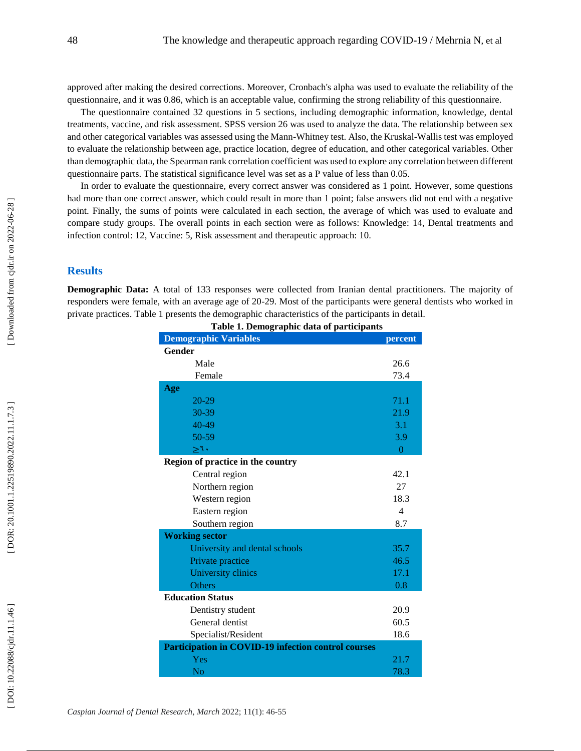approved after making the desired corrections. Moreover, Cronbach's alpha was used to evaluate the reliability of the questionnaire, and it was 0.86, which is an acceptable value, confirming the strong reliability of this questionnaire.

The questionnaire contained 32 questions in 5 sections, including demographic information, knowledge, dental treatments, vaccine, and risk assessment. SPSS version 26 was used to analyze the data. The relationship between sex and other categorical variables was assessed using the Mann-Whitney test. Also, the Kruskal-Wallis test was employed to evaluate the relationship between age, practice location, degree of education, and other categorical variables. Other than demographic data, the Spearman rank correlation coefficient was used to explore any correlation between different questionnaire parts. The statistical significance level was set as a P value of less than 0.05.

In order to evaluate the questionnaire, every correct answer was considered as 1 point. However, some questions had more than one correct answer, which could result in more than 1 point; false answers did not end with a negative point. Finally, the sums of points were calculated in each section, the average of which was used to evaluate and compare study groups. The overall points in each section were as follows: Knowledge: 14, Dental treatments and infection control: 12, Vaccine: 5, Risk assessment and therapeutic approach: 10.

## Results

**Demographic Data:** A total of 133 responses were collected from Iranian dental practitioners. The majority of responders were female, with an average age of 20-29. Most of the participants were general dentists who worked in private practices. Table 1 presents the demographic characteristics of the participants in detail.

**Table 1. Demographic data of participants**

| Demographic Variables | percent |
| --- | --- |
| **Gender** | |
| Male | 26.6 |
| Female | 73.4 |
| **Age** | |
| 20-29 | 71.1 |
| 30-39 | 21.9 |
| 40-49 | 3.1 |
| 50-59 | 3.9 |
| ≥۶۰ | 0 |
| **Region of practice in the country** | |
| Central region | 42.1 |
| Northern region | 27 |
| Western region | 18.3 |
| Eastern region | 4 |
| Southern region | 8.7 |
| **Working sector** | |
| University and dental schools | 35.7 |
| Private practice | 46.5 |
| University clinics | 17.1 |
| Others | 0.8 |
| **Education Status** | |
| Dentistry student | 20.9 |
| General dentist | 60.5 |
| Specialist/Resident | 18.6 |
| **Participation in COVID-19 infection control courses** | |
| Yes | 21.7 |
| No | 78.3 |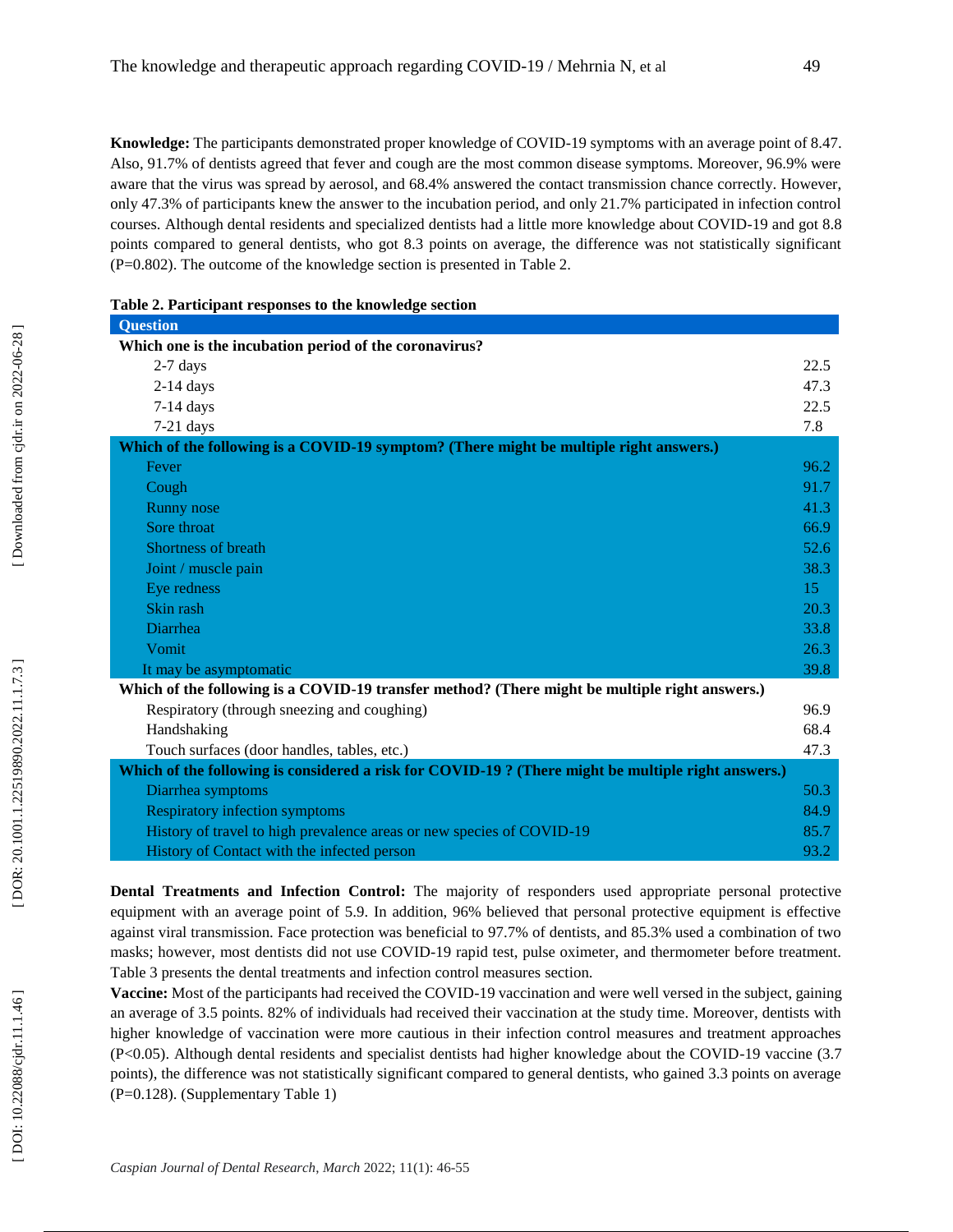**Knowledge:** The participants demonstrated proper knowledge of COVID-19 symptoms with an average point of 8.47. Also, 91.7% of dentists agreed that fever and cough are the most common disease symptoms. Moreover, 96.9% were aware that the virus was spread by aerosol, and 68.4% answered the contact transmission chance correctly. However, only 47.3% of participants knew the answer to the incubation period, and only 21.7% participated in infection control courses. Although dental residents and specialized dentists had a little more knowledge about COVID-19 and got 8.8 points compared to general dentists, who got 8.3 points on average, the difference was not statistically significant (P=0.802). The outcome of the knowledge section is presented in Table 2.

**Table 2. Participant responses to the knowledge section**

| Question | |
|---|---|
| **Which one is the incubation period of the coronavirus?** | |
| 2-7 days | 22.5 |
| 2-14 days | 47.3 |
| 7-14 days | 22.5 |
| 7-21 days | 7.8 |
| **Which of the following is a COVID-19 symptom? (There might be multiple right answers.)** | |
| Fever | 96.2 |
| Cough | 91.7 |
| Runny nose | 41.3 |
| Sore throat | 66.9 |
| Shortness of breath | 52.6 |
| Joint / muscle pain | 38.3 |
| Eye redness | 15 |
| Skin rash | 20.3 |
| Diarrhea | 33.8 |
| Vomit | 26.3 |
| It may be asymptomatic | 39.8 |
| **Which of the following is a COVID-19 transfer method? (There might be multiple right answers.)** | |
| Respiratory (through sneezing and coughing) | 96.9 |
| Handshaking | 68.4 |
| Touch surfaces (door handles, tables, etc.) | 47.3 |
| **Which of the following is considered a risk for COVID-19 ? (There might be multiple right answers.)** | |
| Diarrhea symptoms | 50.3 |
| Respiratory infection symptoms | 84.9 |
| History of travel to high prevalence areas or new species of COVID-19 | 85.7 |
| History of Contact with the infected person | 93.2 |

**Dental Treatments and Infection Control:** The majority of responders used appropriate personal protective equipment with an average point of 5.9. In addition, 96% believed that personal protective equipment is effective against viral transmission. Face protection was beneficial to 97.7% of dentists, and 85.3% used a combination of two masks; however, most dentists did not use COVID-19 rapid test, pulse oximeter, and thermometer before treatment. Table 3 presents the dental treatments and infection control measures section.

**Vaccine:** Most of the participants had received the COVID-19 vaccination and were well versed in the subject, gaining an average of 3.5 points. 82% of individuals had received their vaccination at the study time. Moreover, dentists with higher knowledge of vaccination were more cautious in their infection control measures and treatment approaches ($P<0.05$). Although dental residents and specialist dentists had higher knowledge about the COVID-19 vaccine (3.7 points), the difference was not statistically significant compared to general dentists, who gained 3.3 points on average (P=0.128). (Supplementary Table 1)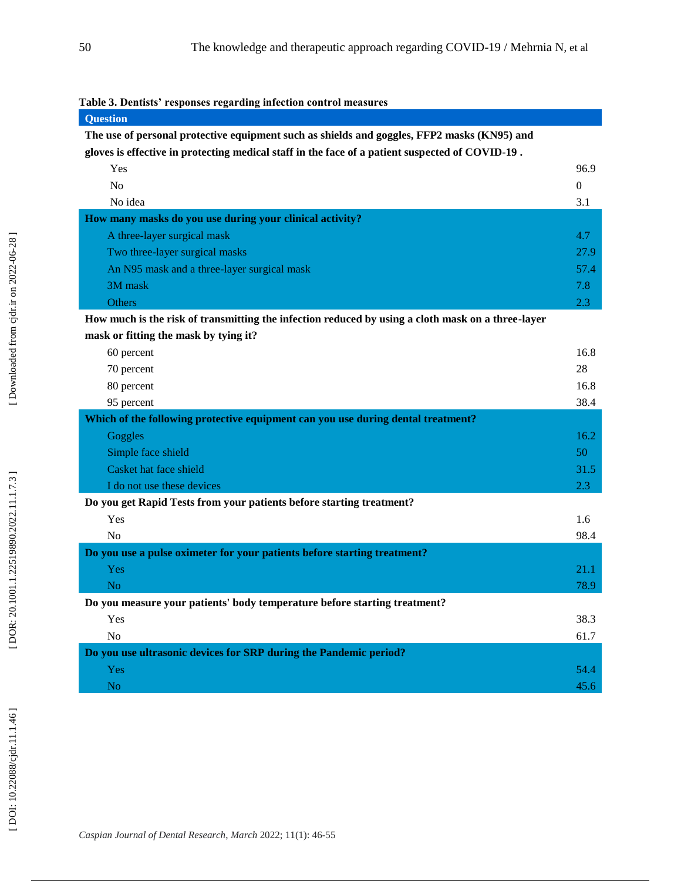**Table 3. Dentists' responses regarding infection control measures**

| Question | |
|---|---|
| **The use of personal protective equipment such as shields and goggles, FFP2 masks (KN95) and gloves is effective in protecting medical staff in the face of a patient suspected of COVID-19 .** | |
| Yes | 96.9 |
| No | 0 |
| No idea | 3.1 |
| **How many masks do you use during your clinical activity?** | |
| A three-layer surgical mask | 4.7 |
| Two three-layer surgical masks | 27.9 |
| An N95 mask and a three-layer surgical mask | 57.4 |
| 3M mask | 7.8 |
| Others | 2.3 |
| **How much is the risk of transmitting the infection reduced by using a cloth mask on a three-layer mask or fitting the mask by tying it?** | |
| 60 percent | 16.8 |
| 70 percent | 28 |
| 80 percent | 16.8 |
| 95 percent | 38.4 |
| **Which of the following protective equipment can you use during dental treatment?** | |
| Goggles | 16.2 |
| Simple face shield | 50 |
| Casket hat face shield | 31.5 |
| I do not use these devices | 2.3 |
| **Do you get Rapid Tests from your patients before starting treatment?** | |
| Yes | 1.6 |
| No | 98.4 |
| **Do you use a pulse oximeter for your patients before starting treatment?** | |
| Yes | 21.1 |
| No | 78.9 |
| **Do you measure your patients' body temperature before starting treatment?** | |
| Yes | 38.3 |
| No | 61.7 |
| **Do you use ultrasonic devices for SRP during the Pandemic period?** | |
| Yes | 54.4 |
| No | 45.6 |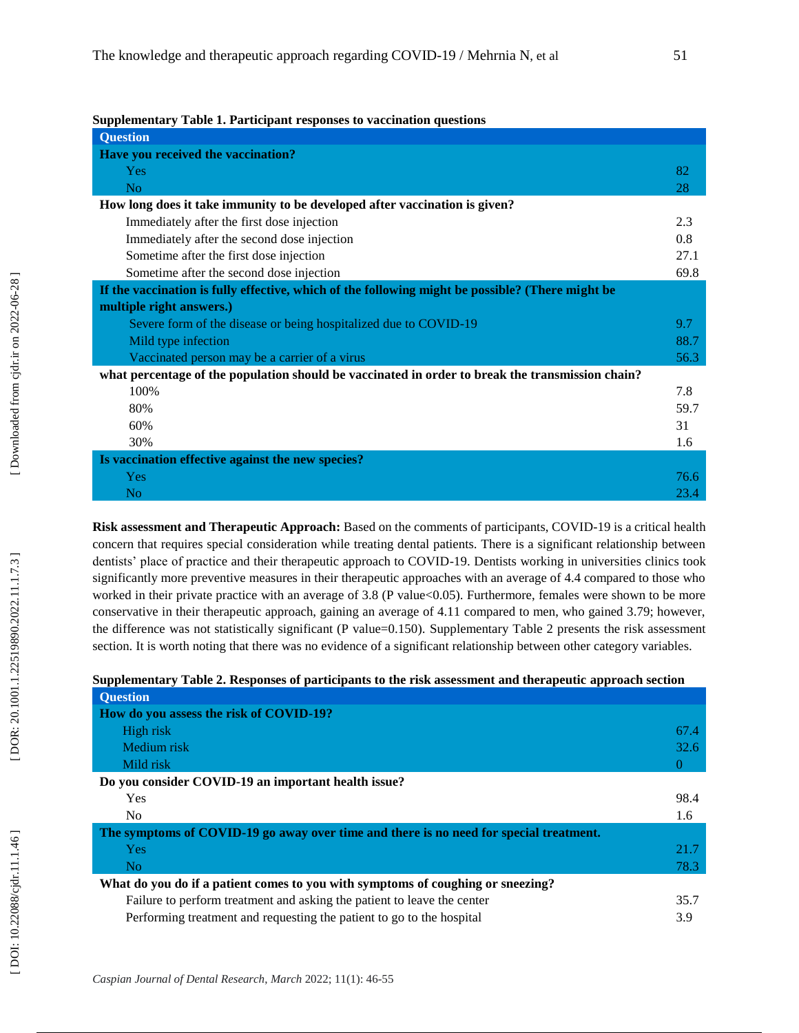**Supplementary Table 1. Participant responses to vaccination questions**

| Question | |
|---|---|
| **Have you received the vaccination?** | |
| Yes | 82 |
| No | 28 |
| **How long does it take immunity to be developed after vaccination is given?** | |
| Immediately after the first dose injection | 2.3 |
| Immediately after the second dose injection | 0.8 |
| Sometime after the first dose injection | 27.1 |
| Sometime after the second dose injection | 69.8 |
| **If the vaccination is fully effective, which of the following might be possible? (There might be multiple right answers.)** | |
| Severe form of the disease or being hospitalized due to COVID-19 | 9.7 |
| Mild type infection | 88.7 |
| Vaccinated person may be a carrier of a virus | 56.3 |
| **what percentage of the population should be vaccinated in order to break the transmission chain?** | |
| 100% | 7.8 |
| 80% | 59.7 |
| 60% | 31 |
| 30% | 1.6 |
| **Is vaccination effective against the new species?** | |
| Yes | 76.6 |
| No | 23.4 |

**Risk assessment and Therapeutic Approach:** Based on the comments of participants, COVID-19 is a critical health concern that requires special consideration while treating dental patients. There is a significant relationship between dentists' place of practice and their therapeutic approach to COVID-19. Dentists working in universities clinics took significantly more preventive measures in their therapeutic approaches with an average of 4.4 compared to those who worked in their private practice with an average of 3.8 (P value<0.05). Furthermore, females were shown to be more conservative in their therapeutic approach, gaining an average of 4.11 compared to men, who gained 3.79; however, the difference was not statistically significant (P value=0.150). Supplementary Table 2 presents the risk assessment section. It is worth noting that there was no evidence of a significant relationship between other category variables.

**Supplementary Table 2. Responses of participants to the risk assessment and therapeutic approach section**

| Question | |
|---|---|
| **How do you assess the risk of COVID-19?** | |
| High risk | 67.4 |
| Medium risk | 32.6 |
| Mild risk | 0 |
| **Do you consider COVID-19 an important health issue?** | |
| Yes | 98.4 |
| No | 1.6 |
| **The symptoms of COVID-19 go away over time and there is no need for special treatment.** | |
| Yes | 21.7 |
| No | 78.3 |
| **What do you do if a patient comes to you with symptoms of coughing or sneezing?** | |
| Failure to perform treatment and asking the patient to leave the center | 35.7 |
| Performing treatment and requesting the patient to go to the hospital | 3.9 |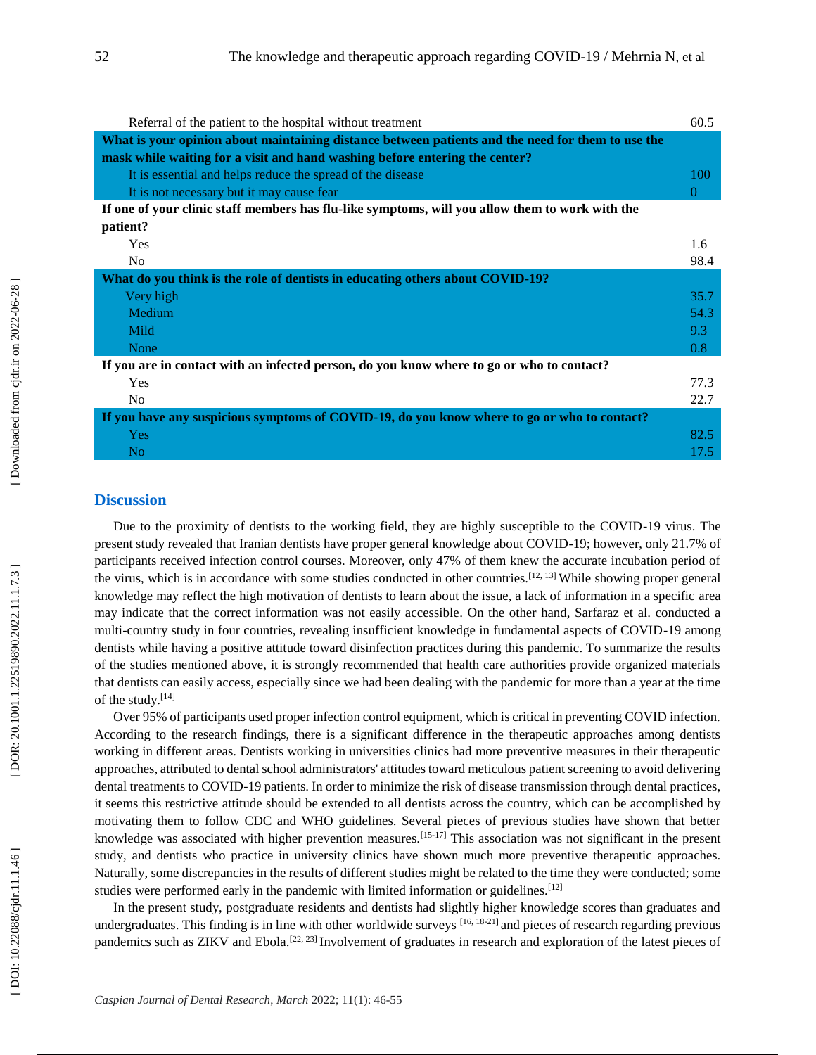| | |
|---|---|
| Referral of the patient to the hospital without treatment | 60.5 |
| **What is your opinion about maintaining distance between patients and the need for them to use the mask while waiting for a visit and hand washing before entering the center?** | |
| It is essential and helps reduce the spread of the disease | 100 |
| It is not necessary but it may cause fear | 0 |
| **If one of your clinic staff members has flu-like symptoms, will you allow them to work with the patient?** | |
| Yes | 1.6 |
| No | 98.4 |
| **What do you think is the role of dentists in educating others about COVID-19?** | |
| Very high | 35.7 |
| Medium | 54.3 |
| Mild | 9.3 |
| None | 0.8 |
| **If you are in contact with an infected person, do you know where to go or who to contact?** | |
| Yes | 77.3 |
| No | 22.7 |
| **If you have any suspicious symptoms of COVID-19, do you know where to go or who to contact?** | |
| Yes | 82.5 |
| No | 17.5 |

## Discussion

Due to the proximity of dentists to the working field, they are highly susceptible to the COVID-19 virus. The present study revealed that Iranian dentists have proper general knowledge about COVID-19; however, only 21.7% of participants received infection control courses. Moreover, only 47% of them knew the accurate incubation period of the virus, which is in accordance with some studies conducted in other countries.[12, 13] While showing proper general knowledge may reflect the high motivation of dentists to learn about the issue, a lack of information in a specific area may indicate that the correct information was not easily accessible. On the other hand, Sarfaraz et al. conducted a multi-country study in four countries, revealing insufficient knowledge in fundamental aspects of COVID-19 among dentists while having a positive attitude toward disinfection practices during this pandemic. To summarize the results of the studies mentioned above, it is strongly recommended that health care authorities provide organized materials that dentists can easily access, especially since we had been dealing with the pandemic for more than a year at the time of the study.[14]

Over 95% of participants used proper infection control equipment, which is critical in preventing COVID infection. According to the research findings, there is a significant difference in the therapeutic approaches among dentists working in different areas. Dentists working in universities clinics had more preventive measures in their therapeutic approaches, attributed to dental school administrators' attitudes toward meticulous patient screening to avoid delivering dental treatments to COVID-19 patients. In order to minimize the risk of disease transmission through dental practices, it seems this restrictive attitude should be extended to all dentists across the country, which can be accomplished by motivating them to follow CDC and WHO guidelines. Several pieces of previous studies have shown that better knowledge was associated with higher prevention measures.[15-17] This association was not significant in the present study, and dentists who practice in university clinics have shown much more preventive therapeutic approaches. Naturally, some discrepancies in the results of different studies might be related to the time they were conducted; some studies were performed early in the pandemic with limited information or guidelines.[12]

In the present study, postgraduate residents and dentists had slightly higher knowledge scores than graduates and undergraduates. This finding is in line with other worldwide surveys [16, 18-21] and pieces of research regarding previous pandemics such as ZIKV and Ebola.[22, 23] Involvement of graduates in research and exploration of the latest pieces of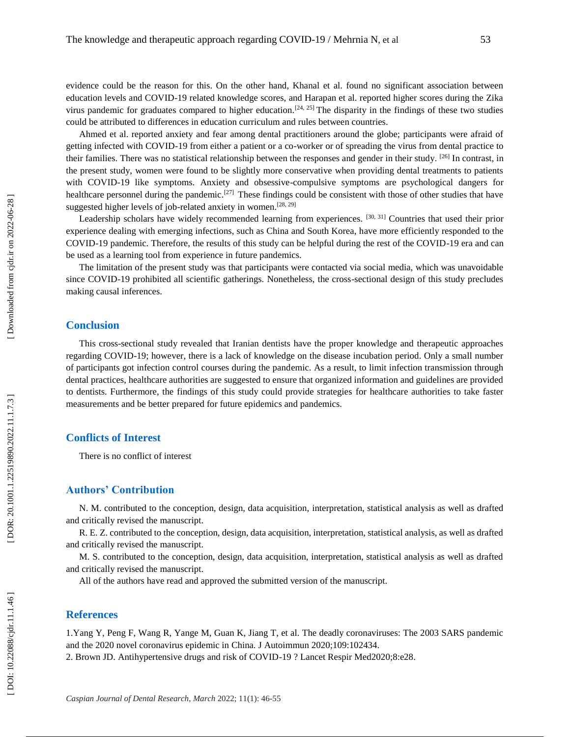evidence could be the reason for this. On the other hand, Khanal et al. found no significant association between education levels and COVID-19 related knowledge scores, and Harapan et al. reported higher scores during the Zika virus pandemic for graduates compared to higher education.[24, 25] The disparity in the findings of these two studies could be attributed to differences in education curriculum and rules between countries.

Ahmed et al. reported anxiety and fear among dental practitioners around the globe; participants were afraid of getting infected with COVID-19 from either a patient or a co-worker or of spreading the virus from dental practice to their families. There was no statistical relationship between the responses and gender in their study. [26] In contrast, in the present study, women were found to be slightly more conservative when providing dental treatments to patients with COVID-19 like symptoms. Anxiety and obsessive-compulsive symptoms are psychological dangers for healthcare personnel during the pandemic.[27] These findings could be consistent with those of other studies that have suggested higher levels of job-related anxiety in women.[28, 29]

Leadership scholars have widely recommended learning from experiences. [30, 31] Countries that used their prior experience dealing with emerging infections, such as China and South Korea, have more efficiently responded to the COVID-19 pandemic. Therefore, the results of this study can be helpful during the rest of the COVID-19 era and can be used as a learning tool from experience in future pandemics.

The limitation of the present study was that participants were contacted via social media, which was unavoidable since COVID-19 prohibited all scientific gatherings. Nonetheless, the cross-sectional design of this study precludes making causal inferences.

## Conclusion

This cross-sectional study revealed that Iranian dentists have the proper knowledge and therapeutic approaches regarding COVID-19; however, there is a lack of knowledge on the disease incubation period. Only a small number of participants got infection control courses during the pandemic. As a result, to limit infection transmission through dental practices, healthcare authorities are suggested to ensure that organized information and guidelines are provided to dentists. Furthermore, the findings of this study could provide strategies for healthcare authorities to take faster measurements and be better prepared for future epidemics and pandemics.

## Conflicts of Interest

There is no conflict of interest

## Authors' Contribution

N. M. contributed to the conception, design, data acquisition, interpretation, statistical analysis as well as drafted and critically revised the manuscript.

R. E. Z. contributed to the conception, design, data acquisition, interpretation, statistical analysis, as well as drafted and critically revised the manuscript.

M. S. contributed to the conception, design, data acquisition, interpretation, statistical analysis as well as drafted and critically revised the manuscript.

All of the authors have read and approved the submitted version of the manuscript.

## References

1.Yang Y, Peng F, Wang R, Yange M, Guan K, Jiang T, et al. The deadly coronaviruses: The 2003 SARS pandemic and the 2020 novel coronavirus epidemic in China. J Autoimmun 2020;109:102434.

2. Brown JD. Antihypertensive drugs and risk of COVID-19 ? Lancet Respir Med2020;8:e28.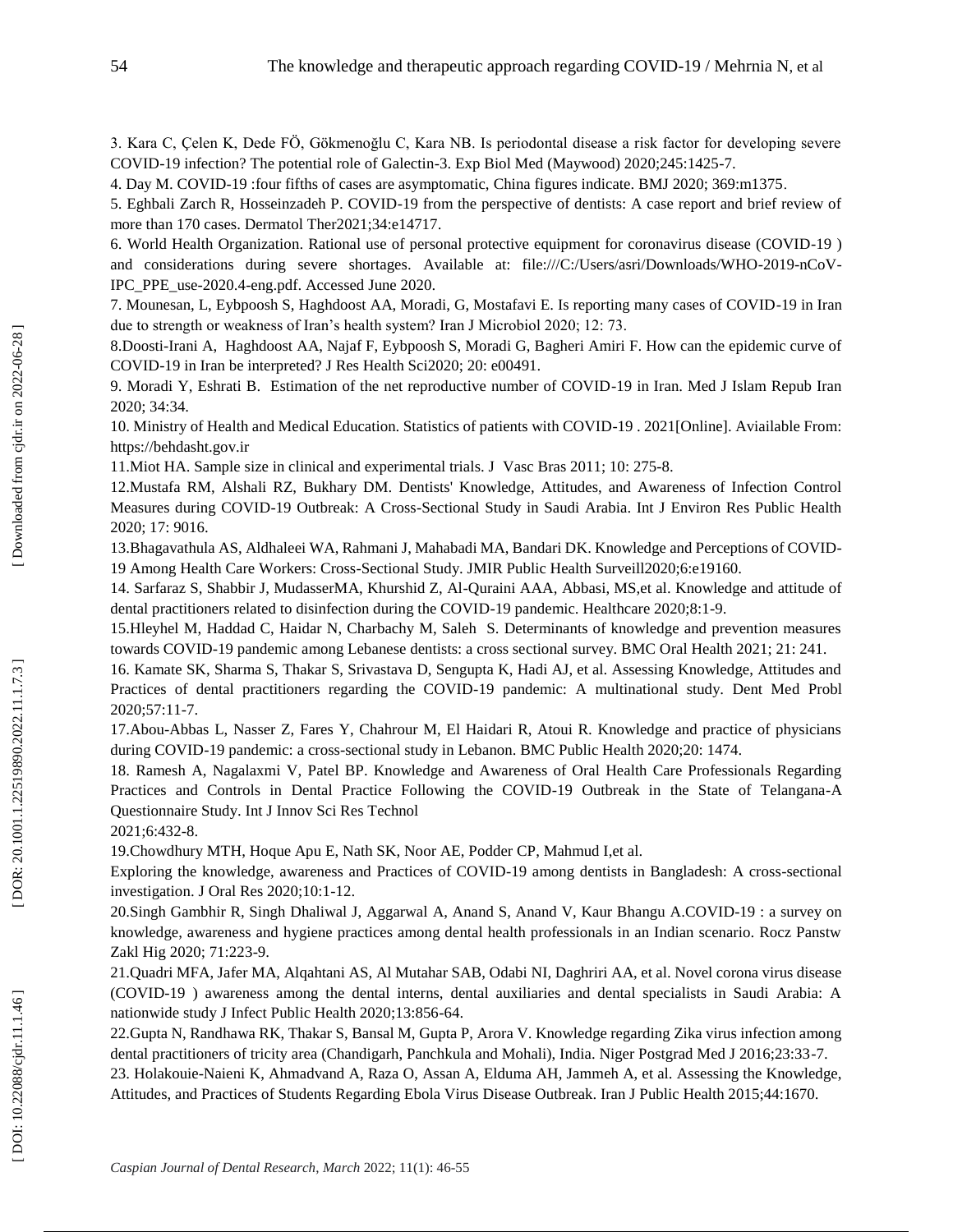3. Kara C, Çelen K, Dede FÖ, Gökmenoğlu C, Kara NB. Is periodontal disease a risk factor for developing severe COVID-19 infection? The potential role of Galectin-3. Exp Biol Med (Maywood) 2020;245:1425-7.

4. Day M. COVID-19 :four fifths of cases are asymptomatic, China figures indicate. BMJ 2020; 369:m1375.

5. Eghbali Zarch R, Hosseinzadeh P. COVID-19 from the perspective of dentists: A case report and brief review of more than 170 cases. Dermatol Ther2021;34:e14717.

6. World Health Organization. Rational use of personal protective equipment for coronavirus disease (COVID-19 ) and considerations during severe shortages. Available at: file:///C:/Users/asri/Downloads/WHO-2019-nCoV-IPC_PPE_use-2020.4-eng.pdf. Accessed June 2020.

7. Mounesan, L, Eybpoosh S, Haghdoost AA, Moradi, G, Mostafavi E. Is reporting many cases of COVID-19 in Iran due to strength or weakness of Iran's health system? Iran J Microbiol 2020; 12: 73.

8.Doosti-Irani A, Haghdoost AA, Najaf F, Eybpoosh S, Moradi G, Bagheri Amiri F. How can the epidemic curve of COVID-19 in Iran be interpreted? J Res Health Sci2020; 20: e00491.

9. Moradi Y, Eshrati B. Estimation of the net reproductive number of COVID-19 in Iran. Med J Islam Repub Iran 2020; 34:34.

10. Ministry of Health and Medical Education. Statistics of patients with COVID-19 . 2021[Online]. Aviailable From: https://behdasht.gov.ir

11.Miot HA. Sample size in clinical and experimental trials. J Vasc Bras 2011; 10: 275-8.

12.Mustafa RM, Alshali RZ, Bukhary DM. Dentists' Knowledge, Attitudes, and Awareness of Infection Control Measures during COVID-19 Outbreak: A Cross-Sectional Study in Saudi Arabia. Int J Environ Res Public Health 2020; 17: 9016.

13.Bhagavathula AS, Aldhaleei WA, Rahmani J, Mahabadi MA, Bandari DK. Knowledge and Perceptions of COVID-19 Among Health Care Workers: Cross-Sectional Study. JMIR Public Health Surveill2020;6:e19160.

14. Sarfaraz S, Shabbir J, MudasserMA, Khurshid Z, Al-Quraini AAA, Abbasi, MS,et al. Knowledge and attitude of dental practitioners related to disinfection during the COVID-19 pandemic. Healthcare 2020;8:1-9.

15.Hleyhel M, Haddad C, Haidar N, Charbachy M, Saleh S. Determinants of knowledge and prevention measures towards COVID-19 pandemic among Lebanese dentists: a cross sectional survey. BMC Oral Health 2021; 21: 241.

16. Kamate SK, Sharma S, Thakar S, Srivastava D, Sengupta K, Hadi AJ, et al. Assessing Knowledge, Attitudes and Practices of dental practitioners regarding the COVID-19 pandemic: A multinational study. Dent Med Probl 2020;57:11-7.

17.Abou-Abbas L, Nasser Z, Fares Y, Chahrour M, El Haidari R, Atoui R. Knowledge and practice of physicians during COVID-19 pandemic: a cross-sectional study in Lebanon. BMC Public Health 2020;20: 1474.

18. Ramesh A, Nagalaxmi V, Patel BP. Knowledge and Awareness of Oral Health Care Professionals Regarding Practices and Controls in Dental Practice Following the COVID-19 Outbreak in the State of Telangana-A Questionnaire Study. Int J Innov Sci Res Technol 2021;6:432-8.

19.Chowdhury MTH, Hoque Apu E, Nath SK, Noor AE, Podder CP, Mahmud I,et al. Exploring the knowledge, awareness and Practices of COVID-19 among dentists in Bangladesh: A cross-sectional investigation. J Oral Res 2020;10:1-12.

20.Singh Gambhir R, Singh Dhaliwal J, Aggarwal A, Anand S, Anand V, Kaur Bhangu A.COVID-19 : a survey on knowledge, awareness and hygiene practices among dental health professionals in an Indian scenario. Rocz Panstw Zakl Hig 2020; 71:223-9.

21.Quadri MFA, Jafer MA, Alqahtani AS, Al Mutahar SAB, Odabi NI, Daghriri AA, et al. Novel corona virus disease (COVID-19 ) awareness among the dental interns, dental auxiliaries and dental specialists in Saudi Arabia: A nationwide study J Infect Public Health 2020;13:856-64.

22.Gupta N, Randhawa RK, Thakar S, Bansal M, Gupta P, Arora V. Knowledge regarding Zika virus infection among dental practitioners of tricity area (Chandigarh, Panchkula and Mohali), India. Niger Postgrad Med J 2016;23:33-7.

23. Holakouie-Naieni K, Ahmadvand A, Raza O, Assan A, Elduma AH, Jammeh A, et al. Assessing the Knowledge, Attitudes, and Practices of Students Regarding Ebola Virus Disease Outbreak. Iran J Public Health 2015;44:1670.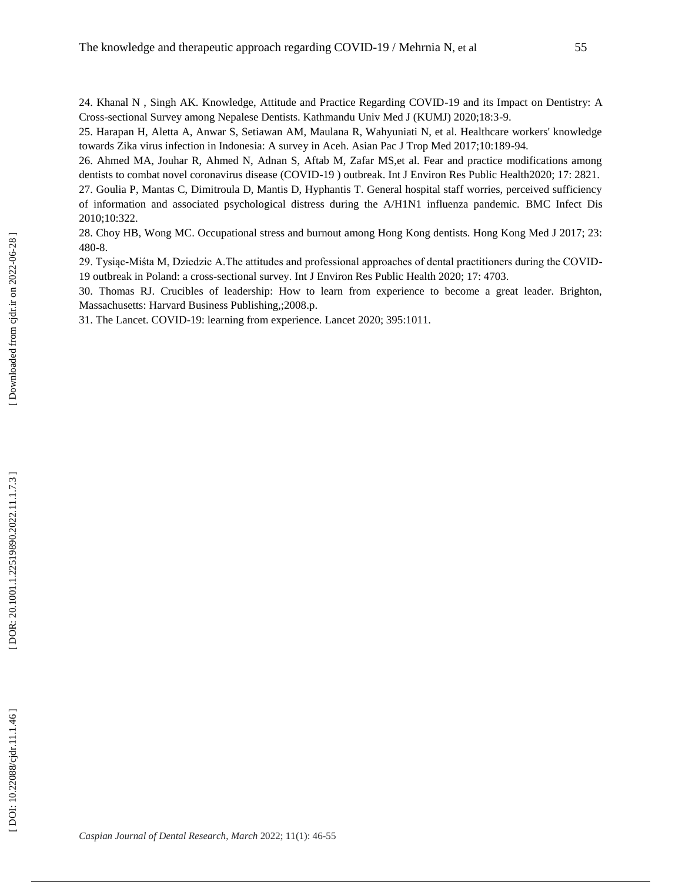24. Khanal N , Singh AK. Knowledge, Attitude and Practice Regarding COVID-19 and its Impact on Dentistry: A Cross-sectional Survey among Nepalese Dentists. Kathmandu Univ Med J (KUMJ) 2020;18:3-9.

25. Harapan H, Aletta A, Anwar S, Setiawan AM, Maulana R, Wahyuniati N, et al. Healthcare workers' knowledge towards Zika virus infection in Indonesia: A survey in Aceh. Asian Pac J Trop Med 2017;10:189-94.

26. Ahmed MA, Jouhar R, Ahmed N, Adnan S, Aftab M, Zafar MS,et al. Fear and practice modifications among dentists to combat novel coronavirus disease (COVID-19 ) outbreak. Int J Environ Res Public Health2020; 17: 2821.

27. Goulia P, Mantas C, Dimitroula D, Mantis D, Hyphantis T. General hospital staff worries, perceived sufficiency of information and associated psychological distress during the A/H1N1 influenza pandemic. BMC Infect Dis 2010;10:322.

28. Choy HB, Wong MC. Occupational stress and burnout among Hong Kong dentists. Hong Kong Med J 2017; 23: 480-8.

29. Tysiąc-Miśta M, Dziedzic A.The attitudes and professional approaches of dental practitioners during the COVID-19 outbreak in Poland: a cross-sectional survey. Int J Environ Res Public Health 2020; 17: 4703.

30. Thomas RJ. Crucibles of leadership: How to learn from experience to become a great leader. Brighton, Massachusetts: Harvard Business Publishing,;2008.p.

31. The Lancet. COVID-19: learning from experience. Lancet 2020; 395:1011.